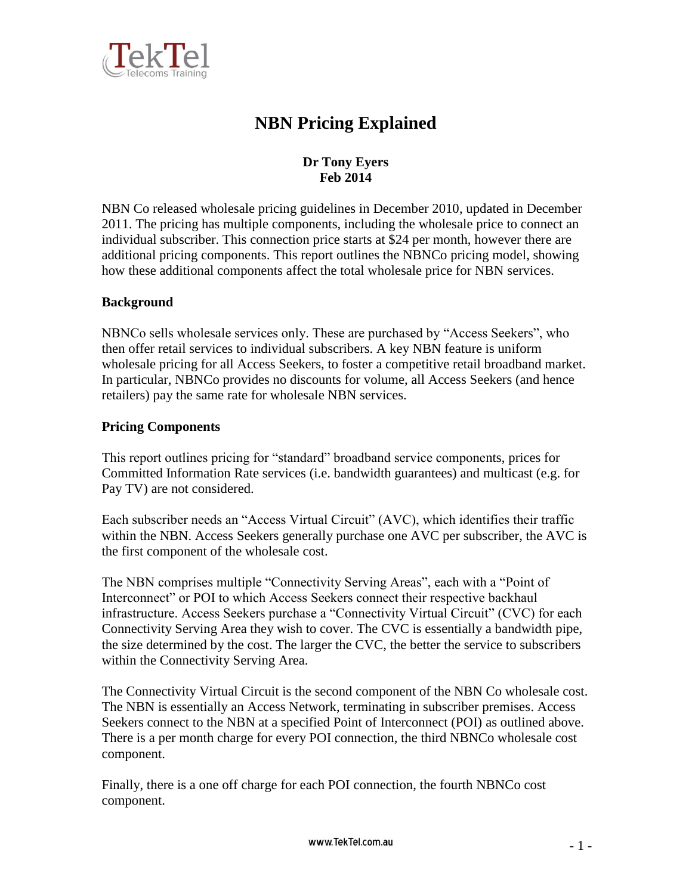# NBN Pricing Explained

**Dr Tony Eyers**
**Feb 2014**

NBN Co released wholesale pricing guidelines in December 2010, updated in December 2011. The pricing has multiple components, including the wholesale price to connect an individual subscriber. This connection price starts at $24 per month, however there are additional pricing components. This report outlines the NBNCo pricing model, showing how these additional components affect the total wholesale price for NBN services.

## Background

NBNCo sells wholesale services only. These are purchased by "Access Seekers", who then offer retail services to individual subscribers. A key NBN feature is uniform wholesale pricing for all Access Seekers, to foster a competitive retail broadband market. In particular, NBNCo provides no discounts for volume, all Access Seekers (and hence retailers) pay the same rate for wholesale NBN services.

## Pricing Components

This report outlines pricing for "standard" broadband service components, prices for Committed Information Rate services (i.e. bandwidth guarantees) and multicast (e.g. for Pay TV) are not considered.

Each subscriber needs an "Access Virtual Circuit" (AVC), which identifies their traffic within the NBN. Access Seekers generally purchase one AVC per subscriber, the AVC is the first component of the wholesale cost.

The NBN comprises multiple "Connectivity Serving Areas", each with a "Point of Interconnect" or POI to which Access Seekers connect their respective backhaul infrastructure. Access Seekers purchase a "Connectivity Virtual Circuit" (CVC) for each Connectivity Serving Area they wish to cover. The CVC is essentially a bandwidth pipe, the size determined by the cost. The larger the CVC, the better the service to subscribers within the Connectivity Serving Area.

The Connectivity Virtual Circuit is the second component of the NBN Co wholesale cost. The NBN is essentially an Access Network, terminating in subscriber premises. Access Seekers connect to the NBN at a specified Point of Interconnect (POI) as outlined above. There is a per month charge for every POI connection, the third NBNCo wholesale cost component.

Finally, there is a one off charge for each POI connection, the fourth NBNCo cost component.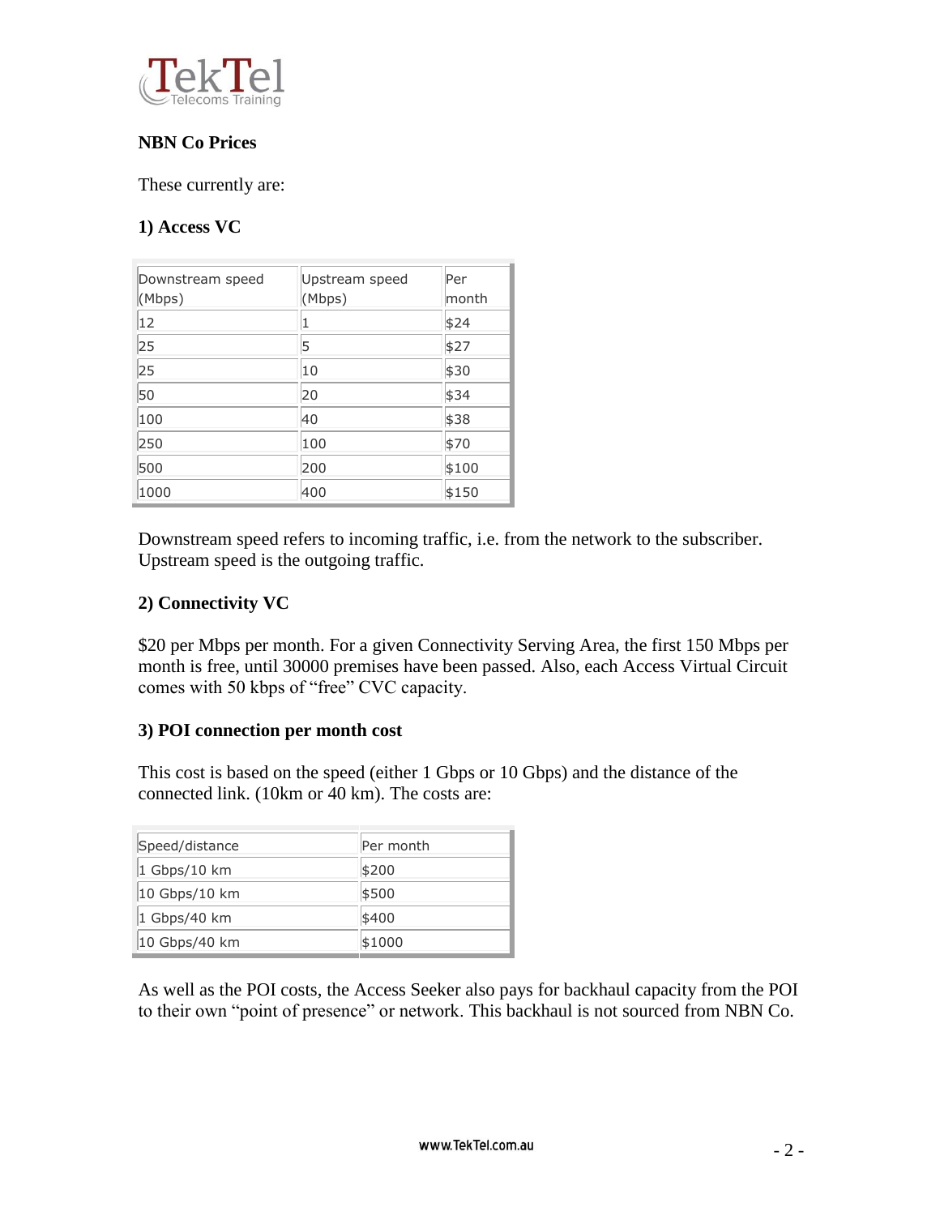## NBN Co Prices

These currently are:

### 1) Access VC

| Downstream speed (Mbps) | Upstream speed (Mbps) | Per month |
|---|---|---|
| 12 | 1 | $24 |
| 25 | 5 | $27 |
| 25 | 10 | $30 |
| 50 | 20 | $34 |
| 100 | 40 | $38 |
| 250 | 100 | $70 |
| 500 | 200 | $100 |
| 1000 | 400 | $150 |

Downstream speed refers to incoming traffic, i.e. from the network to the subscriber. Upstream speed is the outgoing traffic.

### 2) Connectivity VC

$20 per Mbps per month. For a given Connectivity Serving Area, the first 150 Mbps per month is free, until 30000 premises have been passed. Also, each Access Virtual Circuit comes with 50 kbps of "free" CVC capacity.

### 3) POI connection per month cost

This cost is based on the speed (either 1 Gbps or 10 Gbps) and the distance of the connected link. (10km or 40 km). The costs are:

| Speed/distance | Per month |
|---|---|
| 1 Gbps/10 km | $200 |
| 10 Gbps/10 km | $500 |
| 1 Gbps/40 km | $400 |
| 10 Gbps/40 km | $1000 |

As well as the POI costs, the Access Seeker also pays for backhaul capacity from the POI to their own "point of presence" or network. This backhaul is not sourced from NBN Co.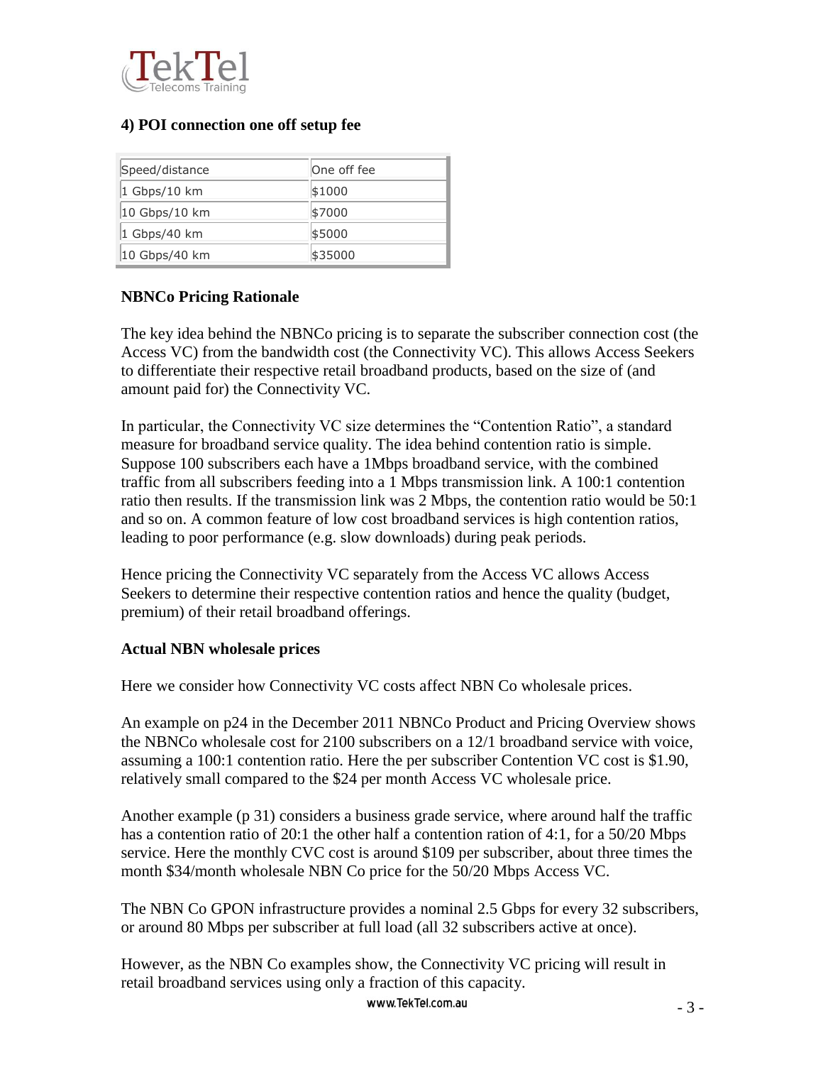### 4) POI connection one off setup fee

| Speed/distance | One off fee |
|---|---|
| 1 Gbps/10 km | $1000 |
| 10 Gbps/10 km | $7000 |
| 1 Gbps/40 km | $5000 |
| 10 Gbps/40 km | $35000 |

### NBNCo Pricing Rationale

The key idea behind the NBNCo pricing is to separate the subscriber connection cost (the Access VC) from the bandwidth cost (the Connectivity VC). This allows Access Seekers to differentiate their respective retail broadband products, based on the size of (and amount paid for) the Connectivity VC.

In particular, the Connectivity VC size determines the "Contention Ratio", a standard measure for broadband service quality. The idea behind contention ratio is simple. Suppose 100 subscribers each have a 1Mbps broadband service, with the combined traffic from all subscribers feeding into a 1 Mbps transmission link. A 100:1 contention ratio then results. If the transmission link was 2 Mbps, the contention ratio would be 50:1 and so on. A common feature of low cost broadband services is high contention ratios, leading to poor performance (e.g. slow downloads) during peak periods.

Hence pricing the Connectivity VC separately from the Access VC allows Access Seekers to determine their respective contention ratios and hence the quality (budget, premium) of their retail broadband offerings.

### Actual NBN wholesale prices

Here we consider how Connectivity VC costs affect NBN Co wholesale prices.

An example on p24 in the December 2011 NBNCo Product and Pricing Overview shows the NBNCo wholesale cost for 2100 subscribers on a 12/1 broadband service with voice, assuming a 100:1 contention ratio. Here the per subscriber Contention VC cost is $1.90, relatively small compared to the $24 per month Access VC wholesale price.

Another example (p 31) considers a business grade service, where around half the traffic has a contention ratio of 20:1 the other half a contention ration of 4:1, for a 50/20 Mbps service. Here the monthly CVC cost is around $109 per subscriber, about three times the month $34/month wholesale NBN Co price for the 50/20 Mbps Access VC.

The NBN Co GPON infrastructure provides a nominal 2.5 Gbps for every 32 subscribers, or around 80 Mbps per subscriber at full load (all 32 subscribers active at once).

However, as the NBN Co examples show, the Connectivity VC pricing will result in retail broadband services using only a fraction of this capacity.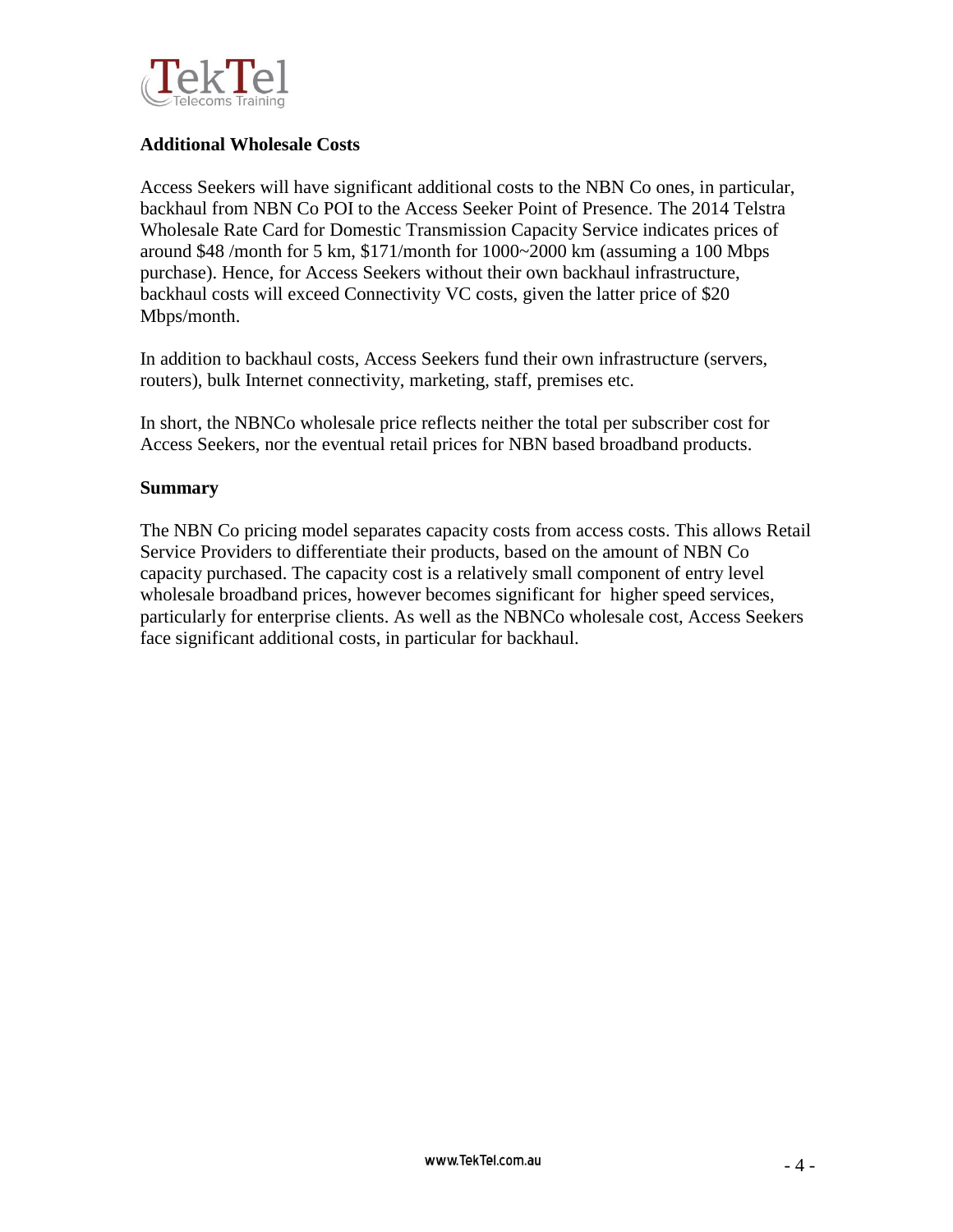## Additional Wholesale Costs

Access Seekers will have significant additional costs to the NBN Co ones, in particular, backhaul from NBN Co POI to the Access Seeker Point of Presence. The 2014 Telstra Wholesale Rate Card for Domestic Transmission Capacity Service indicates prices of around $48 /month for 5 km, $171/month for 1000~2000 km (assuming a 100 Mbps purchase). Hence, for Access Seekers without their own backhaul infrastructure, backhaul costs will exceed Connectivity VC costs, given the latter price of $20 Mbps/month.

In addition to backhaul costs, Access Seekers fund their own infrastructure (servers, routers), bulk Internet connectivity, marketing, staff, premises etc.

In short, the NBNCo wholesale price reflects neither the total per subscriber cost for Access Seekers, nor the eventual retail prices for NBN based broadband products.

## Summary

The NBN Co pricing model separates capacity costs from access costs. This allows Retail Service Providers to differentiate their products, based on the amount of NBN Co capacity purchased. The capacity cost is a relatively small component of entry level wholesale broadband prices, however becomes significant for higher speed services, particularly for enterprise clients. As well as the NBNCo wholesale cost, Access Seekers face significant additional costs, in particular for backhaul.